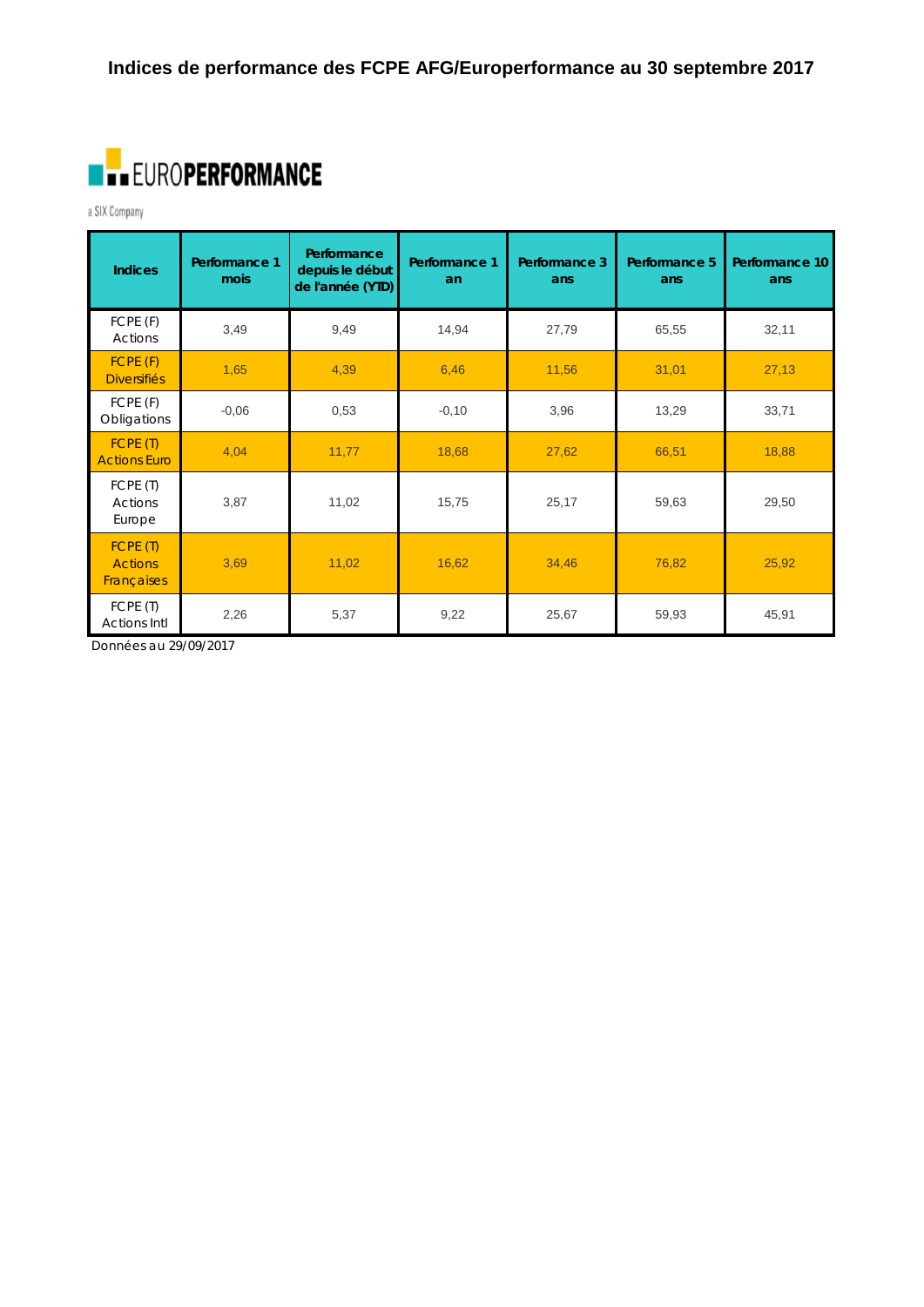# Indices de performance des FCPE AFG/Europerformance au 30 septembre 2017

EUROPERFORMANCE

a SIX Company

| Indices | Performance 1 mois | Performance depuis le début de l'année (YTD) | Performance 1 an | Performance 3 ans | Performance 5 ans | Performance 10 ans |
|---|---|---|---|---|---|---|
| FCPE (F) Actions | 3,49 | 9,49 | 14,94 | 27,79 | 65,55 | 32,11 |
| FCPE (F) Diversifiés | 1,65 | 4,39 | 6,46 | 11,56 | 31,01 | 27,13 |
| FCPE (F) Obligations | -0,06 | 0,53 | -0,10 | 3,96 | 13,29 | 33,71 |
| FCPE (T) Actions Euro | 4,04 | 11,77 | 18,68 | 27,62 | 66,51 | 18,88 |
| FCPE (T) Actions Europe | 3,87 | 11,02 | 15,75 | 25,17 | 59,63 | 29,50 |
| FCPE (T) Actions Françaises | 3,69 | 11,02 | 16,62 | 34,46 | 76,82 | 25,92 |
| FCPE (T) Actions Intl | 2,26 | 5,37 | 9,22 | 25,67 | 59,93 | 45,91 |

Données au 29/09/2017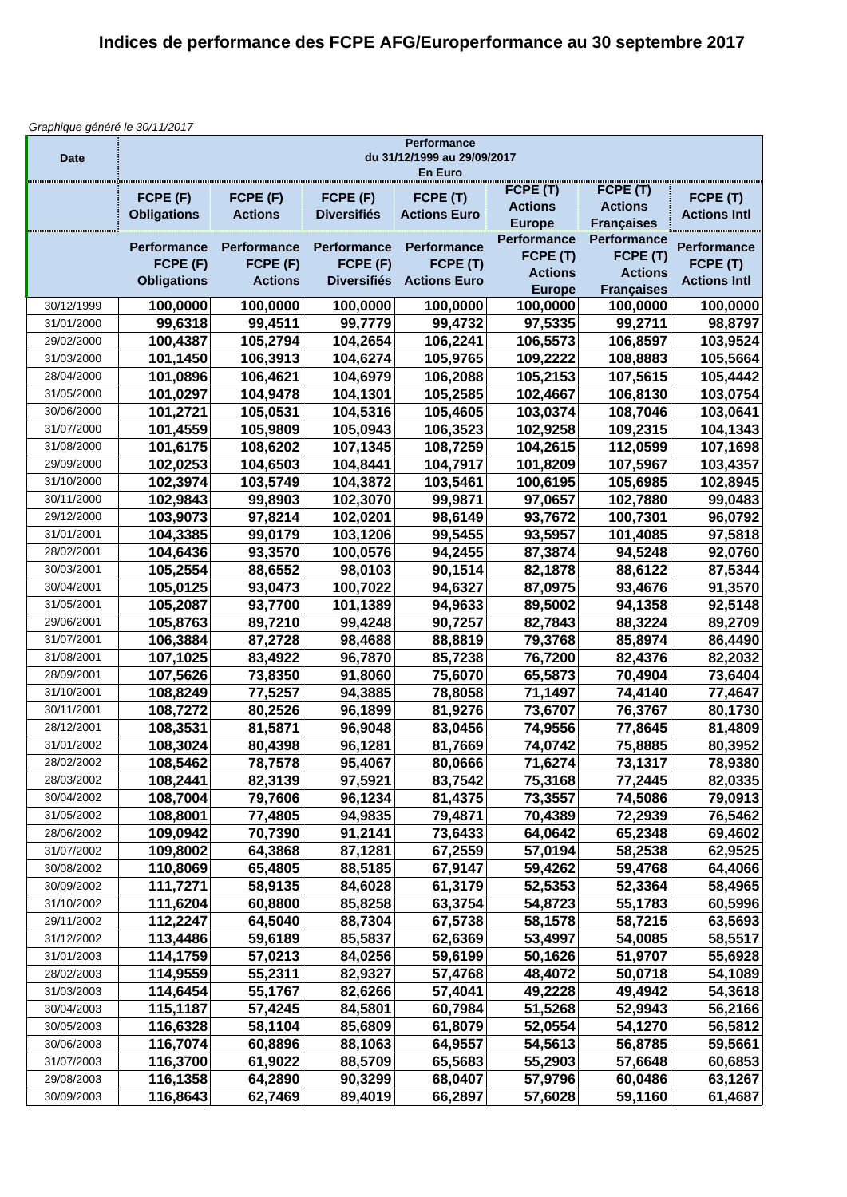# Indices de performance des FCPE AFG/Europerformance au 30 septembre 2017

*Graphique généré le 30/11/2017*

| Date | Performance du 31/12/1999 au 29/09/2017 En Euro | | | | | | |
|---|---|---|---|---|---|---|---|
| | FCPE (F) Obligations | FCPE (F) Actions | FCPE (F) Diversifiés | FCPE (T) Actions Euro | FCPE (T) Actions Europe | FCPE (T) Actions Françaises | FCPE (T) Actions Intl |
| | Performance FCPE (F) Obligations | Performance FCPE (F) Actions | Performance FCPE (F) Diversifiés | Performance FCPE (T) Actions Euro | Performance FCPE (T) Actions Europe | Performance FCPE (T) Actions Françaises | Performance FCPE (T) Actions Intl |
| 30/12/1999 | 100,0000 | 100,0000 | 100,0000 | 100,0000 | 100,0000 | 100,0000 | 100,0000 |
| 31/01/2000 | 99,6318 | 99,4511 | 99,7779 | 99,4732 | 97,5335 | 99,2711 | 98,8797 |
| 29/02/2000 | 100,4387 | 105,2794 | 104,2654 | 106,2241 | 106,5573 | 106,8597 | 103,9524 |
| 31/03/2000 | 101,1450 | 106,3913 | 104,6274 | 105,9765 | 109,2222 | 108,8883 | 105,5664 |
| 28/04/2000 | 101,0896 | 106,4621 | 104,6979 | 106,2088 | 105,2153 | 107,5615 | 105,4442 |
| 31/05/2000 | 101,0297 | 104,9478 | 104,1301 | 105,2585 | 102,4667 | 106,8130 | 103,0754 |
| 30/06/2000 | 101,2721 | 105,0531 | 104,5316 | 105,4605 | 103,0374 | 108,7046 | 103,0641 |
| 31/07/2000 | 101,4559 | 105,9809 | 105,0943 | 106,3523 | 102,9258 | 109,2315 | 104,1343 |
| 31/08/2000 | 101,6175 | 108,6202 | 107,1345 | 108,7259 | 104,2615 | 112,0599 | 107,1698 |
| 29/09/2000 | 102,0253 | 104,6503 | 104,8441 | 104,7917 | 101,8209 | 107,5967 | 103,4357 |
| 31/10/2000 | 102,3974 | 103,5749 | 104,3872 | 103,5461 | 100,6195 | 105,6985 | 102,8945 |
| 30/11/2000 | 102,9843 | 99,8903 | 102,3070 | 99,9871 | 97,0657 | 102,7880 | 99,0483 |
| 29/12/2000 | 103,9073 | 97,8214 | 102,0201 | 98,6149 | 93,7672 | 100,7301 | 96,0792 |
| 31/01/2001 | 104,3385 | 99,0179 | 103,1206 | 99,5455 | 93,5957 | 101,4085 | 97,5818 |
| 28/02/2001 | 104,6436 | 93,3570 | 100,0576 | 94,2455 | 87,3874 | 94,5248 | 92,0760 |
| 30/03/2001 | 105,2554 | 88,6552 | 98,0103 | 90,1514 | 82,1878 | 88,6122 | 87,5344 |
| 30/04/2001 | 105,0125 | 93,0473 | 100,7022 | 94,6327 | 87,0975 | 93,4676 | 91,3570 |
| 31/05/2001 | 105,2087 | 93,7700 | 101,1389 | 94,9633 | 89,5002 | 94,1358 | 92,5148 |
| 29/06/2001 | 105,8763 | 89,7210 | 99,4248 | 90,7257 | 82,7843 | 88,3224 | 89,2709 |
| 31/07/2001 | 106,3884 | 87,2728 | 98,4688 | 88,8819 | 79,3768 | 85,8974 | 86,4490 |
| 31/08/2001 | 107,1025 | 83,4922 | 96,7870 | 85,7238 | 76,7200 | 82,4376 | 82,2032 |
| 28/09/2001 | 107,5626 | 73,8350 | 91,8060 | 75,6070 | 65,5873 | 70,4904 | 73,6404 |
| 31/10/2001 | 108,8249 | 77,5257 | 94,3885 | 78,8058 | 71,1497 | 74,4140 | 77,4647 |
| 30/11/2001 | 108,7272 | 80,2526 | 96,1899 | 81,9276 | 73,6707 | 76,3767 | 80,1730 |
| 28/12/2001 | 108,3531 | 81,5871 | 96,9048 | 83,0456 | 74,9556 | 77,8645 | 81,4809 |
| 31/01/2002 | 108,3024 | 80,4398 | 96,1281 | 81,7669 | 74,0742 | 75,8885 | 80,3952 |
| 28/02/2002 | 108,5462 | 78,7578 | 95,4067 | 80,0666 | 71,6274 | 73,1317 | 78,9380 |
| 28/03/2002 | 108,2441 | 82,3139 | 97,5921 | 83,7542 | 75,3168 | 77,2445 | 82,0335 |
| 30/04/2002 | 108,7004 | 79,7606 | 96,1234 | 81,4375 | 73,3557 | 74,5086 | 79,0913 |
| 31/05/2002 | 108,8001 | 77,4805 | 94,9835 | 79,4871 | 70,4389 | 72,2939 | 76,5462 |
| 28/06/2002 | 109,0942 | 70,7390 | 91,2141 | 73,6433 | 64,0642 | 65,2348 | 69,4602 |
| 31/07/2002 | 109,8002 | 64,3868 | 87,1281 | 67,2559 | 57,0194 | 58,2538 | 62,9525 |
| 30/08/2002 | 110,8069 | 65,4805 | 88,5185 | 67,9147 | 59,4262 | 59,4768 | 64,4066 |
| 30/09/2002 | 111,7271 | 58,9135 | 84,6028 | 61,3179 | 52,5353 | 52,3364 | 58,4965 |
| 31/10/2002 | 111,6204 | 60,8800 | 85,8258 | 63,3754 | 54,8723 | 55,1783 | 60,5996 |
| 29/11/2002 | 112,2247 | 64,5040 | 88,7304 | 67,5738 | 58,1578 | 58,7215 | 63,5693 |
| 31/12/2002 | 113,4486 | 59,6189 | 85,5837 | 62,6369 | 53,4997 | 54,0085 | 58,5517 |
| 31/01/2003 | 114,1759 | 57,0213 | 84,0256 | 59,6199 | 50,1626 | 51,9707 | 55,6928 |
| 28/02/2003 | 114,9559 | 55,2311 | 82,9327 | 57,4768 | 48,4072 | 50,0718 | 54,1089 |
| 31/03/2003 | 114,6454 | 55,1767 | 82,6266 | 57,4041 | 49,2228 | 49,4942 | 54,3618 |
| 30/04/2003 | 115,1187 | 57,4245 | 84,5801 | 60,7984 | 51,5268 | 52,9943 | 56,2166 |
| 30/05/2003 | 116,6328 | 58,1104 | 85,6809 | 61,8079 | 52,0554 | 54,1270 | 56,5812 |
| 30/06/2003 | 116,7074 | 60,8896 | 88,1063 | 64,9557 | 54,5613 | 56,8785 | 59,5661 |
| 31/07/2003 | 116,3700 | 61,9022 | 88,5709 | 65,5683 | 55,2903 | 57,6648 | 60,6853 |
| 29/08/2003 | 116,1358 | 64,2890 | 90,3299 | 68,0407 | 57,9796 | 60,0486 | 63,1267 |
| 30/09/2003 | 116,8643 | 62,7469 | 89,4019 | 66,2897 | 57,6028 | 59,1160 | 61,4687 |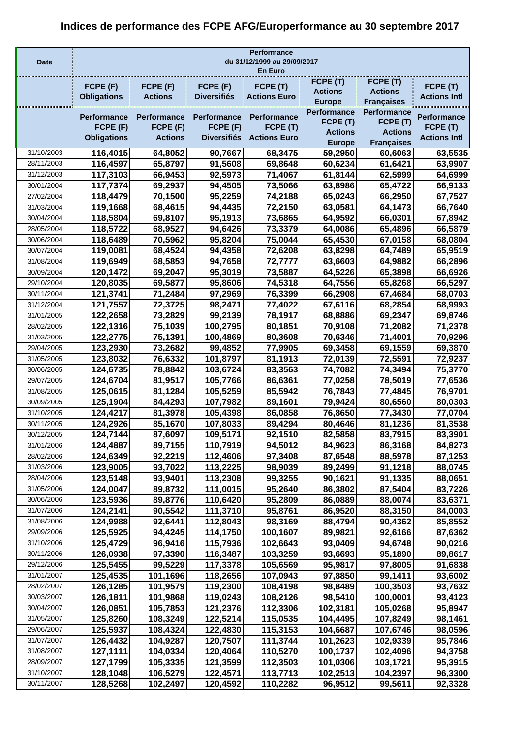# Indices de performance des FCPE AFG/Europerformance au 30 septembre 2017

| Date | Performance du 31/12/1999 au 29/09/2017 En Euro | | | | | | |
|---|---|---|---|---|---|---|---|
| | FCPE (F) Obligations | FCPE (F) Actions | FCPE (F) Diversifiés | FCPE (T) Actions Euro | FCPE (T) Actions Europe | FCPE (T) Actions Françaises | FCPE (T) Actions Intl |
| | Performance FCPE (F) Obligations | Performance FCPE (F) Actions | Performance FCPE (F) Diversifiés | Performance FCPE (T) Actions Euro | Performance FCPE (T) Actions Europe | Performance FCPE (T) Actions Françaises | Performance FCPE (T) Actions Intl |
| 31/10/2003 | 116,4015 | 64,8052 | 90,7667 | 68,3475 | 59,2950 | 60,6063 | 63,5535 |
| 28/11/2003 | 116,4597 | 65,8797 | 91,5608 | 69,8648 | 60,6234 | 61,6421 | 63,9907 |
| 31/12/2003 | 117,3103 | 66,9453 | 92,5973 | 71,4067 | 61,8144 | 62,5999 | 64,6999 |
| 30/01/2004 | 117,7374 | 69,2937 | 94,4505 | 73,5066 | 63,8986 | 65,4722 | 66,9133 |
| 27/02/2004 | 118,4479 | 70,1500 | 95,2259 | 74,2188 | 65,0243 | 66,2950 | 67,7527 |
| 31/03/2004 | 119,1668 | 68,4615 | 94,4435 | 72,2150 | 63,0581 | 64,1473 | 66,7640 |
| 30/04/2004 | 118,5804 | 69,8107 | 95,1913 | 73,6865 | 64,9592 | 66,0301 | 67,8942 |
| 28/05/2004 | 118,5722 | 68,9527 | 94,6426 | 73,3379 | 64,0086 | 65,4896 | 66,5879 |
| 30/06/2004 | 118,6489 | 70,5962 | 95,8204 | 75,0044 | 65,4530 | 67,0158 | 68,0804 |
| 30/07/2004 | 119,0081 | 68,4524 | 94,4358 | 72,6208 | 63,8298 | 64,7489 | 65,9519 |
| 31/08/2004 | 119,6949 | 68,5853 | 94,7658 | 72,7777 | 63,6603 | 64,9882 | 66,2896 |
| 30/09/2004 | 120,1472 | 69,2047 | 95,3019 | 73,5887 | 64,5226 | 65,3898 | 66,6926 |
| 29/10/2004 | 120,8035 | 69,5877 | 95,8606 | 74,5318 | 64,7556 | 65,8268 | 66,5297 |
| 30/11/2004 | 121,3741 | 71,2484 | 97,2969 | 76,3399 | 66,2908 | 67,4684 | 68,0703 |
| 31/12/2004 | 121,7557 | 72,3725 | 98,2471 | 77,4022 | 67,6116 | 68,2854 | 68,9993 |
| 31/01/2005 | 122,2658 | 73,2829 | 99,2139 | 78,1917 | 68,8886 | 69,2347 | 69,8746 |
| 28/02/2005 | 122,1316 | 75,1039 | 100,2795 | 80,1851 | 70,9108 | 71,2082 | 71,2378 |
| 31/03/2005 | 122,2775 | 75,1391 | 100,4869 | 80,3608 | 70,6346 | 71,4001 | 70,9296 |
| 29/04/2005 | 123,2930 | 73,2682 | 99,4852 | 77,9905 | 69,3458 | 69,1559 | 69,3870 |
| 31/05/2005 | 123,8032 | 76,6332 | 101,8797 | 81,1913 | 72,0139 | 72,5591 | 72,9237 |
| 30/06/2005 | 124,6735 | 78,8842 | 103,6724 | 83,3563 | 74,7082 | 74,3494 | 75,3770 |
| 29/07/2005 | 124,6704 | 81,9517 | 105,7766 | 86,6361 | 77,0258 | 78,5019 | 77,6536 |
| 31/08/2005 | 125,0615 | 81,1284 | 105,5259 | 85,5942 | 76,7843 | 77,4845 | 76,9701 |
| 30/09/2005 | 125,1904 | 84,4293 | 107,7982 | 89,1601 | 79,9424 | 80,6560 | 80,0303 |
| 31/10/2005 | 124,4217 | 81,3978 | 105,4398 | 86,0858 | 76,8650 | 77,3430 | 77,0704 |
| 30/11/2005 | 124,2926 | 85,1670 | 107,8033 | 89,4294 | 80,4646 | 81,1236 | 81,3538 |
| 30/12/2005 | 124,7144 | 87,6097 | 109,5171 | 92,1510 | 82,5858 | 83,7915 | 83,3901 |
| 31/01/2006 | 124,4887 | 89,7155 | 110,7919 | 94,5012 | 84,9623 | 86,3168 | 84,8273 |
| 28/02/2006 | 124,6349 | 92,2219 | 112,4606 | 97,3408 | 87,6548 | 88,5978 | 87,1253 |
| 31/03/2006 | 123,9005 | 93,7022 | 113,2225 | 98,9039 | 89,2499 | 91,1218 | 88,0745 |
| 28/04/2006 | 123,5148 | 93,9401 | 113,2308 | 99,3255 | 90,1621 | 91,1335 | 88,0651 |
| 31/05/2006 | 124,0047 | 89,8732 | 111,0015 | 95,2640 | 86,3802 | 87,5404 | 83,7226 |
| 30/06/2006 | 123,5936 | 89,8776 | 110,6420 | 95,2809 | 86,0889 | 88,0074 | 83,6371 |
| 31/07/2006 | 124,2141 | 90,5542 | 111,3710 | 95,8761 | 86,9520 | 88,3150 | 84,0003 |
| 31/08/2006 | 124,9988 | 92,6441 | 112,8043 | 98,3169 | 88,4794 | 90,4362 | 85,8552 |
| 29/09/2006 | 125,5925 | 94,4245 | 114,1750 | 100,1607 | 89,9821 | 92,6166 | 87,6362 |
| 31/10/2006 | 125,4729 | 96,9416 | 115,7936 | 102,6643 | 93,0409 | 94,6748 | 90,0216 |
| 30/11/2006 | 126,0938 | 97,3390 | 116,3487 | 103,3259 | 93,6693 | 95,1890 | 89,8617 |
| 29/12/2006 | 125,5455 | 99,5229 | 117,3378 | 105,6569 | 95,9817 | 97,8005 | 91,6838 |
| 31/01/2007 | 125,4535 | 101,1696 | 118,2656 | 107,0943 | 97,8850 | 99,1411 | 93,6002 |
| 28/02/2007 | 126,1285 | 101,9579 | 119,2300 | 108,4198 | 98,8489 | 100,3503 | 93,7632 |
| 30/03/2007 | 126,1811 | 101,9868 | 119,0243 | 108,2126 | 98,5410 | 100,0001 | 93,4123 |
| 30/04/2007 | 126,0851 | 105,7853 | 121,2376 | 112,3306 | 102,3181 | 105,0268 | 95,8947 |
| 31/05/2007 | 125,8260 | 108,3249 | 122,5214 | 115,0535 | 104,4495 | 107,8249 | 98,1461 |
| 29/06/2007 | 125,5937 | 108,4324 | 122,4830 | 115,3153 | 104,6687 | 107,6746 | 98,0596 |
| 31/07/2007 | 126,4432 | 104,9287 | 120,7507 | 111,3744 | 101,2623 | 102,9339 | 95,7846 |
| 31/08/2007 | 127,1111 | 104,0334 | 120,4064 | 110,5270 | 100,1737 | 102,4096 | 94,3758 |
| 28/09/2007 | 127,1799 | 105,3335 | 121,3599 | 112,3503 | 101,0306 | 103,1721 | 95,3915 |
| 31/10/2007 | 128,1048 | 106,5279 | 122,4571 | 113,7713 | 102,2513 | 104,2397 | 96,3300 |
| 30/11/2007 | 128,5268 | 102,2497 | 120,4592 | 110,2282 | 96,9512 | 99,5611 | 92,3328 |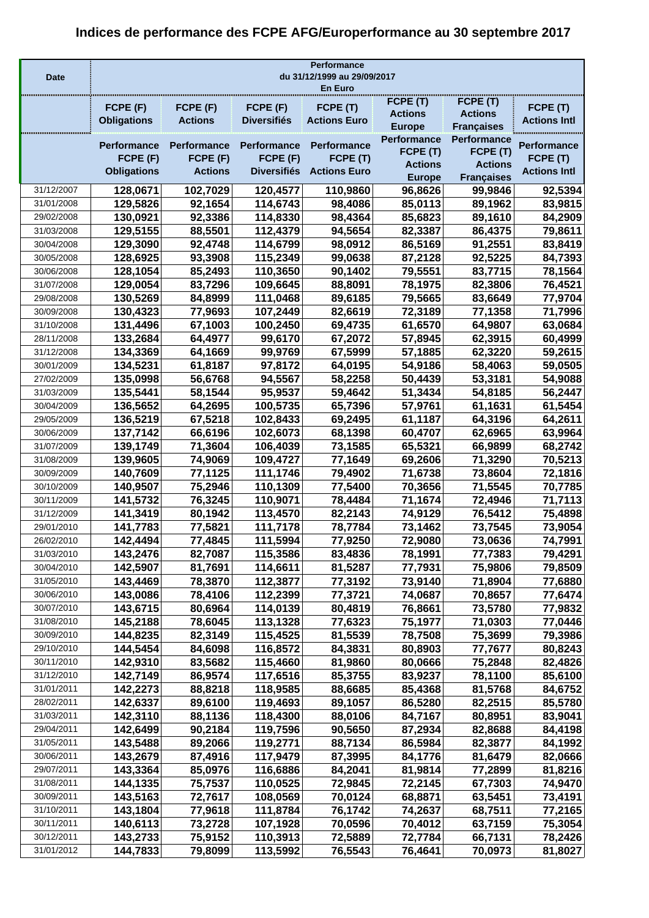# Indices de performance des FCPE AFG/Europerformance au 30 septembre 2017

| Date | Performance du 31/12/1999 au 29/09/2017 En Euro | | | | | | |
|---|---|---|---|---|---|---|---|
| | FCPE (F) Obligations | FCPE (F) Actions | FCPE (F) Diversifiés | FCPE (T) Actions Euro | FCPE (T) Actions Europe | FCPE (T) Actions Françaises | FCPE (T) Actions Intl |
| | Performance FCPE (F) Obligations | Performance FCPE (F) Actions | Performance FCPE (F) Diversifiés | Performance FCPE (T) Actions Euro | Performance FCPE (T) Actions Europe | Performance FCPE (T) Actions Françaises | Performance FCPE (T) Actions Intl |
| 31/12/2007 | 128,0671 | 102,7029 | 120,4577 | 110,9860 | 96,8626 | 99,9846 | 92,5394 |
| 31/01/2008 | 129,5826 | 92,1654 | 114,6743 | 98,4086 | 85,0113 | 89,1962 | 83,9815 |
| 29/02/2008 | 130,0921 | 92,3386 | 114,8330 | 98,4364 | 85,6823 | 89,1610 | 84,2909 |
| 31/03/2008 | 129,5155 | 88,5501 | 112,4379 | 94,5654 | 82,3387 | 86,4375 | 79,8611 |
| 30/04/2008 | 129,3090 | 92,4748 | 114,6799 | 98,0912 | 86,5169 | 91,2551 | 83,8419 |
| 30/05/2008 | 128,6925 | 93,3908 | 115,2349 | 99,0638 | 87,2128 | 92,5225 | 84,7393 |
| 30/06/2008 | 128,1054 | 85,2493 | 110,3650 | 90,1402 | 79,5551 | 83,7715 | 78,1564 |
| 31/07/2008 | 129,0054 | 83,7296 | 109,6645 | 88,8091 | 78,1975 | 82,3806 | 76,4521 |
| 29/08/2008 | 130,5269 | 84,8999 | 111,0468 | 89,6185 | 79,5665 | 83,6649 | 77,9704 |
| 30/09/2008 | 130,4323 | 77,9693 | 107,2449 | 82,6619 | 72,3189 | 77,1358 | 71,7996 |
| 31/10/2008 | 131,4496 | 67,1003 | 100,2450 | 69,4735 | 61,6570 | 64,9807 | 63,0684 |
| 28/11/2008 | 133,2684 | 64,4977 | 99,6170 | 67,2072 | 57,8945 | 62,3915 | 60,4999 |
| 31/12/2008 | 134,3369 | 64,1669 | 99,9769 | 67,5999 | 57,1885 | 62,3220 | 59,2615 |
| 30/01/2009 | 134,5231 | 61,8187 | 97,8172 | 64,0195 | 54,9186 | 58,4063 | 59,0505 |
| 27/02/2009 | 135,0998 | 56,6768 | 94,5567 | 58,2258 | 50,4439 | 53,3181 | 54,9088 |
| 31/03/2009 | 135,5441 | 58,1544 | 95,9537 | 59,4642 | 51,3434 | 54,8185 | 56,2447 |
| 30/04/2009 | 136,5652 | 64,2695 | 100,5735 | 65,7396 | 57,9761 | 61,1631 | 61,5454 |
| 29/05/2009 | 136,5219 | 67,5218 | 102,8433 | 69,2495 | 61,1187 | 64,3196 | 64,2611 |
| 30/06/2009 | 137,7142 | 66,6196 | 102,6073 | 68,1398 | 60,4707 | 62,6965 | 63,9964 |
| 31/07/2009 | 139,1749 | 71,3604 | 106,4039 | 73,1585 | 65,5321 | 66,9899 | 68,2742 |
| 31/08/2009 | 139,9605 | 74,9069 | 109,4727 | 77,1649 | 69,2606 | 71,3290 | 70,5213 |
| 30/09/2009 | 140,7609 | 77,1125 | 111,1746 | 79,4902 | 71,6738 | 73,8604 | 72,1816 |
| 30/10/2009 | 140,9507 | 75,2946 | 110,1309 | 77,5400 | 70,3656 | 71,5545 | 70,7785 |
| 30/11/2009 | 141,5732 | 76,3245 | 110,9071 | 78,4484 | 71,1674 | 72,4946 | 71,7113 |
| 31/12/2009 | 141,3419 | 80,1942 | 113,4570 | 82,2143 | 74,9129 | 76,5412 | 75,4898 |
| 29/01/2010 | 141,7783 | 77,5821 | 111,7178 | 78,7784 | 73,1462 | 73,7545 | 73,9054 |
| 26/02/2010 | 142,4494 | 77,4845 | 111,5994 | 77,9250 | 72,9080 | 73,0636 | 74,7991 |
| 31/03/2010 | 143,2476 | 82,7087 | 115,3586 | 83,4836 | 78,1991 | 77,7383 | 79,4291 |
| 30/04/2010 | 142,5907 | 81,7691 | 114,6611 | 81,5287 | 77,7931 | 75,9806 | 79,8509 |
| 31/05/2010 | 143,4469 | 78,3870 | 112,3877 | 77,3192 | 73,9140 | 71,8904 | 77,6880 |
| 30/06/2010 | 143,0086 | 78,4106 | 112,2399 | 77,3721 | 74,0687 | 70,8657 | 77,6474 |
| 30/07/2010 | 143,6715 | 80,6964 | 114,0139 | 80,4819 | 76,8661 | 73,5780 | 77,9832 |
| 31/08/2010 | 145,2188 | 78,6045 | 113,1328 | 77,6323 | 75,1977 | 71,0303 | 77,0446 |
| 30/09/2010 | 144,8235 | 82,3149 | 115,4525 | 81,5539 | 78,7508 | 75,3699 | 79,3986 |
| 29/10/2010 | 144,5454 | 84,6098 | 116,8572 | 84,3831 | 80,8903 | 77,7677 | 80,8243 |
| 30/11/2010 | 142,9310 | 83,5682 | 115,4660 | 81,9860 | 80,0666 | 75,2848 | 82,4826 |
| 31/12/2010 | 142,7149 | 86,9574 | 117,6516 | 85,3755 | 83,9237 | 78,1100 | 85,6100 |
| 31/01/2011 | 142,2273 | 88,8218 | 118,9585 | 88,6685 | 85,4368 | 81,5768 | 84,6752 |
| 28/02/2011 | 142,6337 | 89,6100 | 119,4693 | 89,1057 | 86,5280 | 82,2515 | 85,5780 |
| 31/03/2011 | 142,3110 | 88,1136 | 118,4300 | 88,0106 | 84,7167 | 80,8951 | 83,9041 |
| 29/04/2011 | 142,6499 | 90,2184 | 119,7596 | 90,5650 | 87,2934 | 82,8688 | 84,4198 |
| 31/05/2011 | 143,5488 | 89,2066 | 119,2771 | 88,7134 | 86,5984 | 82,3877 | 84,1992 |
| 30/06/2011 | 143,2679 | 87,4916 | 117,9479 | 87,3995 | 84,1776 | 81,6479 | 82,0666 |
| 29/07/2011 | 143,3364 | 85,0976 | 116,6886 | 84,2041 | 81,9814 | 77,2899 | 81,8216 |
| 31/08/2011 | 144,1335 | 75,7537 | 110,0525 | 72,9845 | 72,2145 | 67,7303 | 74,9470 |
| 30/09/2011 | 143,5163 | 72,7617 | 108,0569 | 70,0124 | 68,8871 | 63,5451 | 73,4191 |
| 31/10/2011 | 143,1804 | 77,9618 | 111,8784 | 76,1742 | 74,2637 | 68,7511 | 77,2165 |
| 30/11/2011 | 140,6113 | 73,2728 | 107,1928 | 70,0596 | 70,4012 | 63,7159 | 75,3054 |
| 30/12/2011 | 143,2733 | 75,9152 | 110,3913 | 72,5889 | 72,7784 | 66,7131 | 78,2426 |
| 31/01/2012 | 144,7833 | 79,8099 | 113,5992 | 76,5543 | 76,4641 | 70,0973 | 81,8027 |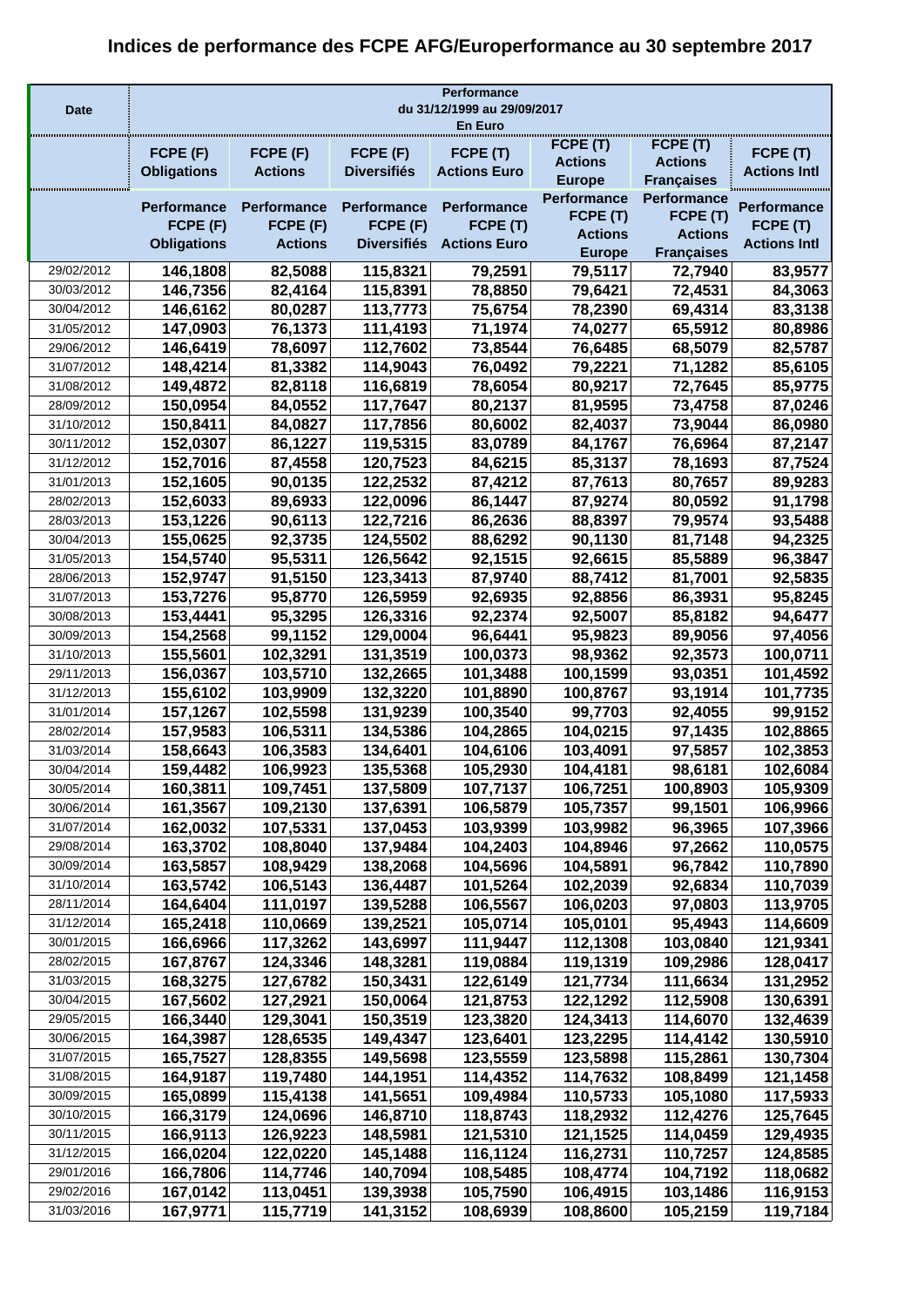# Indices de performance des FCPE AFG/Europerformance au 30 septembre 2017

| Date | Performance du 31/12/1999 au 29/09/2017 En Euro | | | | | | |
|---|---|---|---|---|---|---|---|
| | FCPE (F) Obligations | FCPE (F) Actions | FCPE (F) Diversifiés | FCPE (T) Actions Euro | FCPE (T) Actions Europe | FCPE (T) Actions Françaises | FCPE (T) Actions Intl |
| | Performance FCPE (F) Obligations | Performance FCPE (F) Actions | Performance FCPE (F) Diversifiés | Performance FCPE (T) Actions Euro | Performance FCPE (T) Actions Europe | Performance FCPE (T) Actions Françaises | Performance FCPE (T) Actions Intl |
| 29/02/2012 | 146,1808 | 82,5088 | 115,8321 | 79,2591 | 79,5117 | 72,7940 | 83,9577 |
| 30/03/2012 | 146,7356 | 82,4164 | 115,8391 | 78,8850 | 79,6421 | 72,4531 | 84,3063 |
| 30/04/2012 | 146,6162 | 80,0287 | 113,7773 | 75,6754 | 78,2390 | 69,4314 | 83,3138 |
| 31/05/2012 | 147,0903 | 76,1373 | 111,4193 | 71,1974 | 74,0277 | 65,5912 | 80,8986 |
| 29/06/2012 | 146,6419 | 78,6097 | 112,7602 | 73,8544 | 76,6485 | 68,5079 | 82,5787 |
| 31/07/2012 | 148,4214 | 81,3382 | 114,9043 | 76,0492 | 79,2221 | 71,1282 | 85,6105 |
| 31/08/2012 | 149,4872 | 82,8118 | 116,6819 | 78,6054 | 80,9217 | 72,7645 | 85,9775 |
| 28/09/2012 | 150,0954 | 84,0552 | 117,7647 | 80,2137 | 81,9595 | 73,4758 | 87,0246 |
| 31/10/2012 | 150,8411 | 84,0827 | 117,7856 | 80,6002 | 82,4037 | 73,9044 | 86,0980 |
| 30/11/2012 | 152,0307 | 86,1227 | 119,5315 | 83,0789 | 84,1767 | 76,6964 | 87,2147 |
| 31/12/2012 | 152,7016 | 87,4558 | 120,7523 | 84,6215 | 85,3137 | 78,1693 | 87,7524 |
| 31/01/2013 | 152,1605 | 90,0135 | 122,2532 | 87,4212 | 87,7613 | 80,7657 | 89,9283 |
| 28/02/2013 | 152,6033 | 89,6933 | 122,0096 | 86,1447 | 87,9274 | 80,0592 | 91,1798 |
| 28/03/2013 | 153,1226 | 90,6113 | 122,7216 | 86,2636 | 88,8397 | 79,9574 | 93,5488 |
| 30/04/2013 | 155,0625 | 92,3735 | 124,5502 | 88,6292 | 90,1130 | 81,7148 | 94,2325 |
| 31/05/2013 | 154,5740 | 95,5311 | 126,5642 | 92,1515 | 92,6615 | 85,5889 | 96,3847 |
| 28/06/2013 | 152,9747 | 91,5150 | 123,3413 | 87,9740 | 88,7412 | 81,7001 | 92,5835 |
| 31/07/2013 | 153,7276 | 95,8770 | 126,5959 | 92,6935 | 92,8856 | 86,3931 | 95,8245 |
| 30/08/2013 | 153,4441 | 95,3295 | 126,3316 | 92,2374 | 92,5007 | 85,8182 | 94,6477 |
| 30/09/2013 | 154,2568 | 99,1152 | 129,0004 | 96,6441 | 95,9823 | 89,9056 | 97,4056 |
| 31/10/2013 | 155,5601 | 102,3291 | 131,3519 | 100,0373 | 98,9362 | 92,3573 | 100,0711 |
| 29/11/2013 | 156,0367 | 103,5710 | 132,2665 | 101,3488 | 100,1599 | 93,0351 | 101,4592 |
| 31/12/2013 | 155,6102 | 103,9909 | 132,3220 | 101,8890 | 100,8767 | 93,1914 | 101,7735 |
| 31/01/2014 | 157,1267 | 102,5598 | 131,9239 | 100,3540 | 99,7703 | 92,4055 | 99,9152 |
| 28/02/2014 | 157,9583 | 106,5311 | 134,5386 | 104,2865 | 104,0215 | 97,1435 | 102,8865 |
| 31/03/2014 | 158,6643 | 106,3583 | 134,6401 | 104,6106 | 103,4091 | 97,5857 | 102,3853 |
| 30/04/2014 | 159,4482 | 106,9923 | 135,5368 | 105,2930 | 104,4181 | 98,6181 | 102,6084 |
| 30/05/2014 | 160,3811 | 109,7451 | 137,5809 | 107,7137 | 106,7251 | 100,8903 | 105,9309 |
| 30/06/2014 | 161,3567 | 109,2130 | 137,6391 | 106,5879 | 105,7357 | 99,1501 | 106,9966 |
| 31/07/2014 | 162,0032 | 107,5331 | 137,0453 | 103,9399 | 103,9982 | 96,3965 | 107,3966 |
| 29/08/2014 | 163,3702 | 108,8040 | 137,9484 | 104,2403 | 104,8946 | 97,2662 | 110,0575 |
| 30/09/2014 | 163,5857 | 108,9429 | 138,2068 | 104,5696 | 104,5891 | 96,7842 | 110,7890 |
| 31/10/2014 | 163,5742 | 106,5143 | 136,4487 | 101,5264 | 102,2039 | 92,6834 | 110,7039 |
| 28/11/2014 | 164,6404 | 111,0197 | 139,5288 | 106,5567 | 106,0203 | 97,0803 | 113,9705 |
| 31/12/2014 | 165,2418 | 110,0669 | 139,2521 | 105,0714 | 105,0101 | 95,4943 | 114,6609 |
| 30/01/2015 | 166,6966 | 117,3262 | 143,6997 | 111,9447 | 112,1308 | 103,0840 | 121,9341 |
| 28/02/2015 | 167,8767 | 124,3346 | 148,3281 | 119,0884 | 119,1319 | 109,2986 | 128,0417 |
| 31/03/2015 | 168,3275 | 127,6782 | 150,3431 | 122,6149 | 121,7734 | 111,6634 | 131,2952 |
| 30/04/2015 | 167,5602 | 127,2921 | 150,0064 | 121,8753 | 122,1292 | 112,5908 | 130,6391 |
| 29/05/2015 | 166,3440 | 129,3041 | 150,3519 | 123,3820 | 124,3413 | 114,6070 | 132,4639 |
| 30/06/2015 | 164,3987 | 128,6535 | 149,4347 | 123,6401 | 123,2295 | 114,4142 | 130,5910 |
| 31/07/2015 | 165,7527 | 128,8355 | 149,5698 | 123,5559 | 123,5898 | 115,2861 | 130,7304 |
| 31/08/2015 | 164,9187 | 119,7480 | 144,1951 | 114,4352 | 114,7632 | 108,8499 | 121,1458 |
| 30/09/2015 | 165,0899 | 115,4138 | 141,5651 | 109,4984 | 110,5733 | 105,1080 | 117,5933 |
| 30/10/2015 | 166,3179 | 124,0696 | 146,8710 | 118,8743 | 118,2932 | 112,4276 | 125,7645 |
| 30/11/2015 | 166,9113 | 126,9223 | 148,5981 | 121,5310 | 121,1525 | 114,0459 | 129,4935 |
| 31/12/2015 | 166,0204 | 122,0220 | 145,1488 | 116,1124 | 116,2731 | 110,7257 | 124,8585 |
| 29/01/2016 | 166,7806 | 114,7746 | 140,7094 | 108,5485 | 108,4774 | 104,7192 | 118,0682 |
| 29/02/2016 | 167,0142 | 113,0451 | 139,3938 | 105,7590 | 106,4915 | 103,1486 | 116,9153 |
| 31/03/2016 | 167,9771 | 115,7719 | 141,3152 | 108,6939 | 108,8600 | 105,2159 | 119,7184 |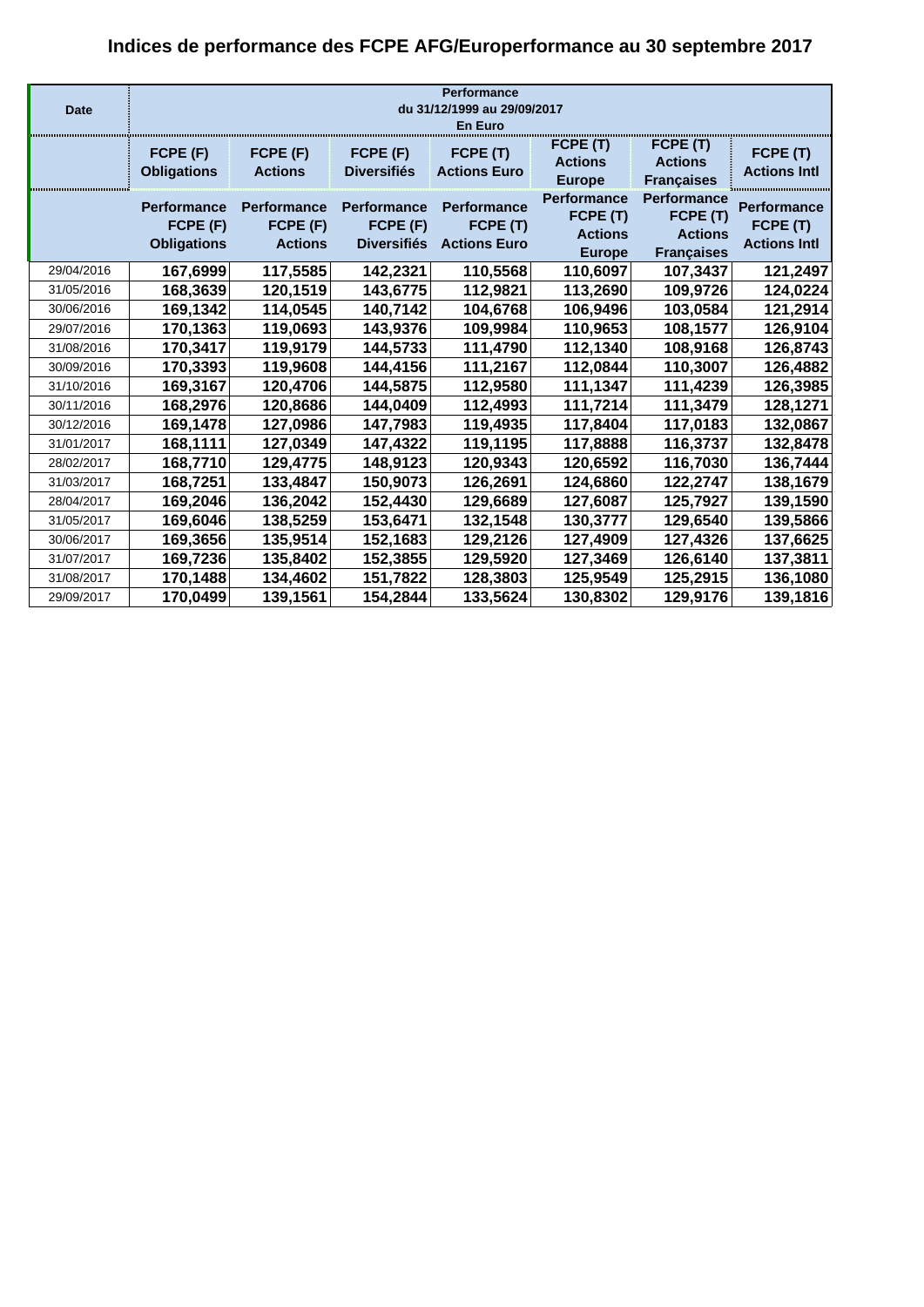# Indices de performance des FCPE AFG/Europerformance au 30 septembre 2017

| Date | Performance du 31/12/1999 au 29/09/2017 En Euro | | | | | | |
|---|---|---|---|---|---|---|---|
| | FCPE (F) Obligations | FCPE (F) Actions | FCPE (F) Diversifiés | FCPE (T) Actions Euro | FCPE (T) Actions Europe | FCPE (T) Actions Françaises | FCPE (T) Actions Intl |
| | Performance FCPE (F) Obligations | Performance FCPE (F) Actions | Performance FCPE (F) Diversifiés | Performance FCPE (T) Actions Euro | Performance FCPE (T) Actions Europe | Performance FCPE (T) Actions Françaises | Performance FCPE (T) Actions Intl |
| 29/04/2016 | 167,6999 | 117,5585 | 142,2321 | 110,5568 | 110,6097 | 107,3437 | 121,2497 |
| 31/05/2016 | 168,3639 | 120,1519 | 143,6775 | 112,9821 | 113,2690 | 109,9726 | 124,0224 |
| 30/06/2016 | 169,1342 | 114,0545 | 140,7142 | 104,6768 | 106,9496 | 103,0584 | 121,2914 |
| 29/07/2016 | 170,1363 | 119,0693 | 143,9376 | 109,9984 | 110,9653 | 108,1577 | 126,9104 |
| 31/08/2016 | 170,3417 | 119,9179 | 144,5733 | 111,4790 | 112,1340 | 108,9168 | 126,8743 |
| 30/09/2016 | 170,3393 | 119,9608 | 144,4156 | 111,2167 | 112,0844 | 110,3007 | 126,4882 |
| 31/10/2016 | 169,3167 | 120,4706 | 144,5875 | 112,9580 | 111,1347 | 111,4239 | 126,3985 |
| 30/11/2016 | 168,2976 | 120,8686 | 144,0409 | 112,4993 | 111,7214 | 111,3479 | 128,1271 |
| 30/12/2016 | 169,1478 | 127,0986 | 147,7983 | 119,4935 | 117,8404 | 117,0183 | 132,0867 |
| 31/01/2017 | 168,1111 | 127,0349 | 147,4322 | 119,1195 | 117,8888 | 116,3737 | 132,8478 |
| 28/02/2017 | 168,7710 | 129,4775 | 148,9123 | 120,9343 | 120,6592 | 116,7030 | 136,7444 |
| 31/03/2017 | 168,7251 | 133,4847 | 150,9073 | 126,2691 | 124,6860 | 122,2747 | 138,1679 |
| 28/04/2017 | 169,2046 | 136,2042 | 152,4430 | 129,6689 | 127,6087 | 125,7927 | 139,1590 |
| 31/05/2017 | 169,6046 | 138,5259 | 153,6471 | 132,1548 | 130,3777 | 129,6540 | 139,5866 |
| 30/06/2017 | 169,3656 | 135,9514 | 152,1683 | 129,2126 | 127,4909 | 127,4326 | 137,6625 |
| 31/07/2017 | 169,7236 | 135,8402 | 152,3855 | 129,5920 | 127,3469 | 126,6140 | 137,3811 |
| 31/08/2017 | 170,1488 | 134,4602 | 151,7822 | 128,3803 | 125,9549 | 125,2915 | 136,1080 |
| 29/09/2017 | 170,0499 | 139,1561 | 154,2844 | 133,5624 | 130,8302 | 129,9176 | 139,1816 |